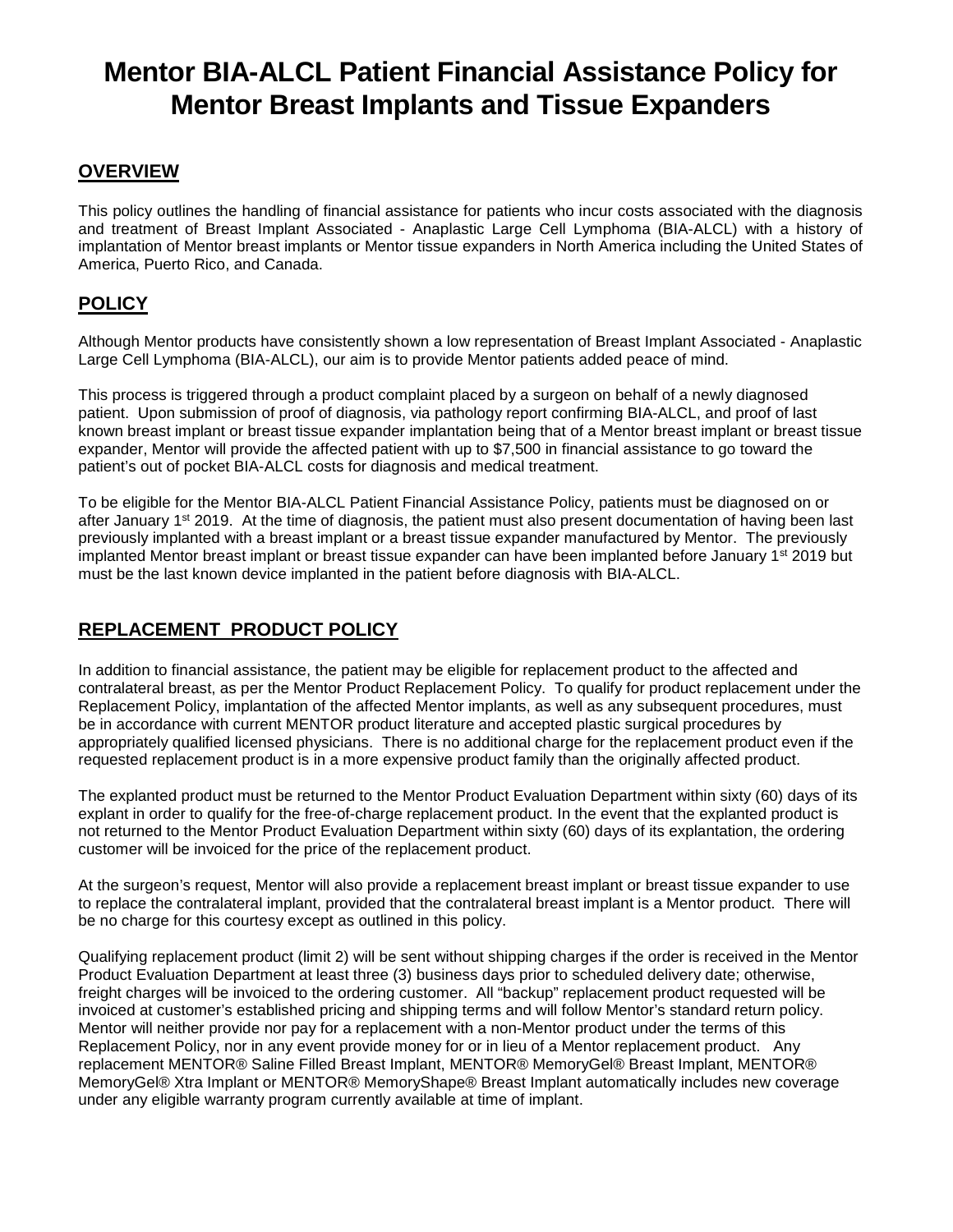# Mentor BIA-ALCL Patient Financial Assistance Policy for Mentor Breast Implants and Tissue Expanders

## OVERVIEW

This policy outlines the handling of financial assistance for patients who incur costs associated with the diagnosis and treatment of Breast Implant Associated - Anaplastic Large Cell Lymphoma (BIA-ALCL) with a history of implantation of Mentor breast implants or Mentor tissue expanders in North America including the United States of America, Puerto Rico, and Canada.

## POLICY

Although Mentor products have consistently shown a low representation of Breast Implant Associated - Anaplastic Large Cell Lymphoma (BIA-ALCL), our aim is to provide Mentor patients added peace of mind.

This process is triggered through a product complaint placed by a surgeon on behalf of a newly diagnosed patient. Upon submission of proof of diagnosis, via pathology report confirming BIA-ALCL, and proof of last known breast implant or breast tissue expander implantation being that of a Mentor breast implant or breast tissue expander, Mentor will provide the affected patient with up to $7,500 in financial assistance to go toward the patient's out of pocket BIA-ALCL costs for diagnosis and medical treatment.

To be eligible for the Mentor BIA-ALCL Patient Financial Assistance Policy, patients must be diagnosed on or after January 1st 2019. At the time of diagnosis, the patient must also present documentation of having been last previously implanted with a breast implant or a breast tissue expander manufactured by Mentor. The previously implanted Mentor breast implant or breast tissue expander can have been implanted before January 1st 2019 but must be the last known device implanted in the patient before diagnosis with BIA-ALCL.

## REPLACEMENT PRODUCT POLICY

In addition to financial assistance, the patient may be eligible for replacement product to the affected and contralateral breast, as per the Mentor Product Replacement Policy. To qualify for product replacement under the Replacement Policy, implantation of the affected Mentor implants, as well as any subsequent procedures, must be in accordance with current MENTOR product literature and accepted plastic surgical procedures by appropriately qualified licensed physicians. There is no additional charge for the replacement product even if the requested replacement product is in a more expensive product family than the originally affected product.

The explanted product must be returned to the Mentor Product Evaluation Department within sixty (60) days of its explant in order to qualify for the free-of-charge replacement product. In the event that the explanted product is not returned to the Mentor Product Evaluation Department within sixty (60) days of its explantation, the ordering customer will be invoiced for the price of the replacement product.

At the surgeon's request, Mentor will also provide a replacement breast implant or breast tissue expander to use to replace the contralateral implant, provided that the contralateral breast implant is a Mentor product. There will be no charge for this courtesy except as outlined in this policy.

Qualifying replacement product (limit 2) will be sent without shipping charges if the order is received in the Mentor Product Evaluation Department at least three (3) business days prior to scheduled delivery date; otherwise, freight charges will be invoiced to the ordering customer. All "backup" replacement product requested will be invoiced at customer's established pricing and shipping terms and will follow Mentor's standard return policy. Mentor will neither provide nor pay for a replacement with a non-Mentor product under the terms of this Replacement Policy, nor in any event provide money for or in lieu of a Mentor replacement product. Any replacement MENTOR® Saline Filled Breast Implant, MENTOR® MemoryGel® Breast Implant, MENTOR® MemoryGel® Xtra Implant or MENTOR® MemoryShape® Breast Implant automatically includes new coverage under any eligible warranty program currently available at time of implant.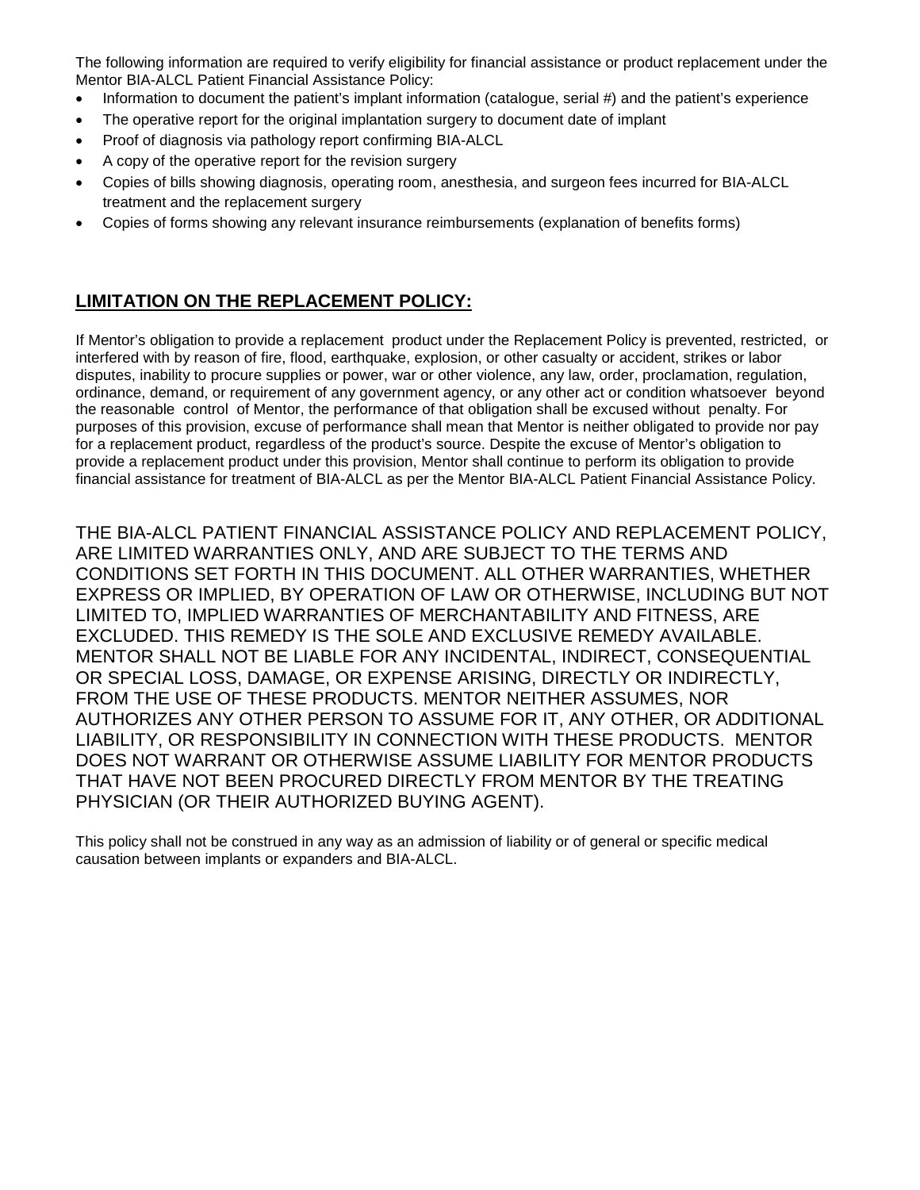The following information are required to verify eligibility for financial assistance or product replacement under the Mentor BIA-ALCL Patient Financial Assistance Policy:

- Information to document the patient's implant information (catalogue, serial #) and the patient's experience
- The operative report for the original implantation surgery to document date of implant
- Proof of diagnosis via pathology report confirming BIA-ALCL
- A copy of the operative report for the revision surgery
- Copies of bills showing diagnosis, operating room, anesthesia, and surgeon fees incurred for BIA-ALCL treatment and the replacement surgery
- Copies of forms showing any relevant insurance reimbursements (explanation of benefits forms)

## LIMITATION ON THE REPLACEMENT POLICY:

If Mentor's obligation to provide a replacement product under the Replacement Policy is prevented, restricted, or interfered with by reason of fire, flood, earthquake, explosion, or other casualty or accident, strikes or labor disputes, inability to procure supplies or power, war or other violence, any law, order, proclamation, regulation, ordinance, demand, or requirement of any government agency, or any other act or condition whatsoever beyond the reasonable control of Mentor, the performance of that obligation shall be excused without penalty. For purposes of this provision, excuse of performance shall mean that Mentor is neither obligated to provide nor pay for a replacement product, regardless of the product's source. Despite the excuse of Mentor's obligation to provide a replacement product under this provision, Mentor shall continue to perform its obligation to provide financial assistance for treatment of BIA-ALCL as per the Mentor BIA-ALCL Patient Financial Assistance Policy.

THE BIA-ALCL PATIENT FINANCIAL ASSISTANCE POLICY AND REPLACEMENT POLICY, ARE LIMITED WARRANTIES ONLY, AND ARE SUBJECT TO THE TERMS AND CONDITIONS SET FORTH IN THIS DOCUMENT. ALL OTHER WARRANTIES, WHETHER EXPRESS OR IMPLIED, BY OPERATION OF LAW OR OTHERWISE, INCLUDING BUT NOT LIMITED TO, IMPLIED WARRANTIES OF MERCHANTABILITY AND FITNESS, ARE EXCLUDED. THIS REMEDY IS THE SOLE AND EXCLUSIVE REMEDY AVAILABLE. MENTOR SHALL NOT BE LIABLE FOR ANY INCIDENTAL, INDIRECT, CONSEQUENTIAL OR SPECIAL LOSS, DAMAGE, OR EXPENSE ARISING, DIRECTLY OR INDIRECTLY, FROM THE USE OF THESE PRODUCTS. MENTOR NEITHER ASSUMES, NOR AUTHORIZES ANY OTHER PERSON TO ASSUME FOR IT, ANY OTHER, OR ADDITIONAL LIABILITY, OR RESPONSIBILITY IN CONNECTION WITH THESE PRODUCTS. MENTOR DOES NOT WARRANT OR OTHERWISE ASSUME LIABILITY FOR MENTOR PRODUCTS THAT HAVE NOT BEEN PROCURED DIRECTLY FROM MENTOR BY THE TREATING PHYSICIAN (OR THEIR AUTHORIZED BUYING AGENT).

This policy shall not be construed in any way as an admission of liability or of general or specific medical causation between implants or expanders and BIA-ALCL.